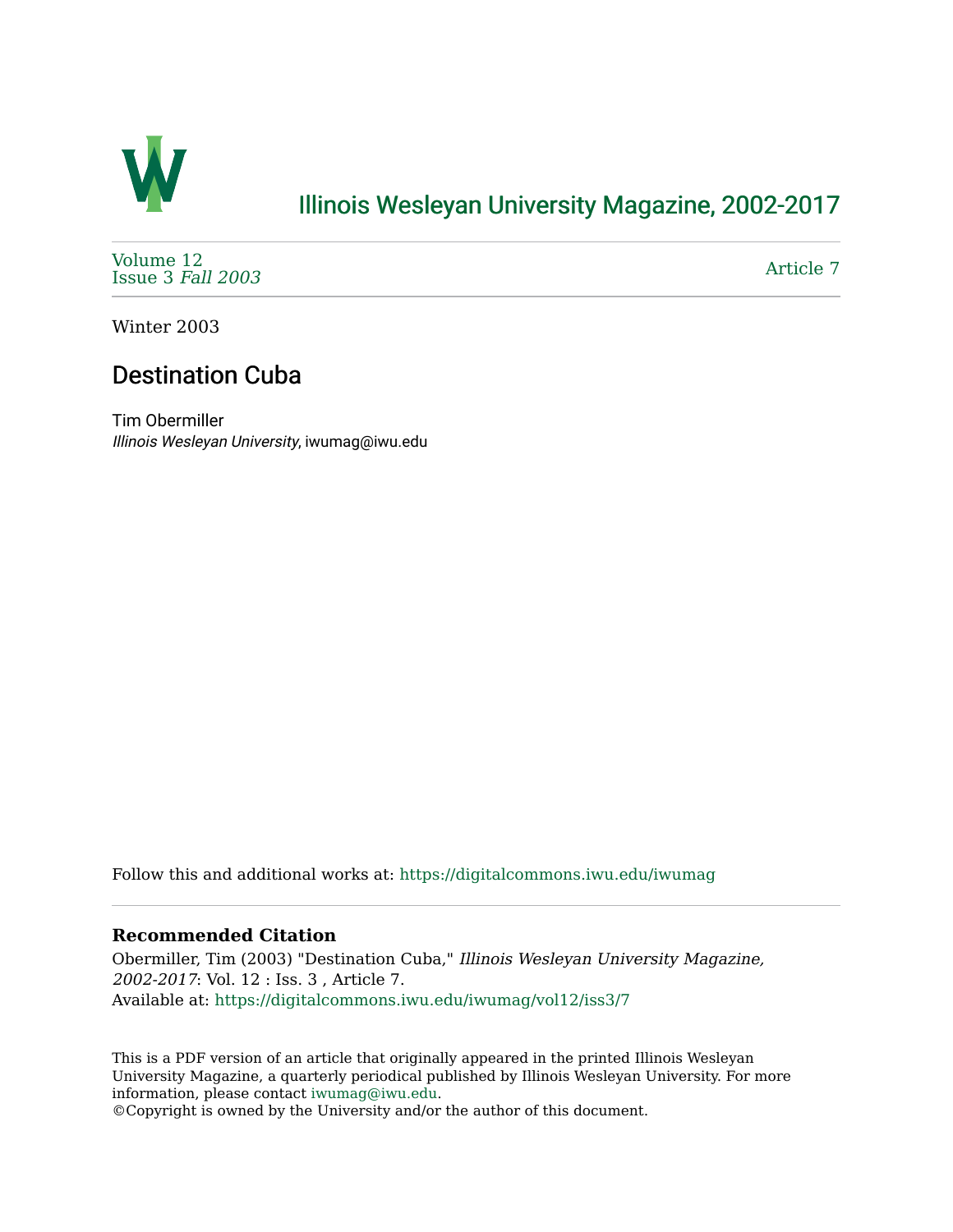# Illinois Wesleyan University Magazine, 2002-2017

Volume 12
Issue 3 *Fall 2003*

Article 7

Winter 2003

## Destination Cuba

Tim Obermiller
*Illinois Wesleyan University*, iwumag@iwu.edu

Follow this and additional works at: https://digitalcommons.iwu.edu/iwumag

### Recommended Citation

Obermiller, Tim (2003) "Destination Cuba," *Illinois Wesleyan University Magazine, 2002-2017*: Vol. 12 : Iss. 3 , Article 7.
Available at: https://digitalcommons.iwu.edu/iwumag/vol12/iss3/7

This is a PDF version of an article that originally appeared in the printed Illinois Wesleyan University Magazine, a quarterly periodical published by Illinois Wesleyan University. For more information, please contact iwumag@iwu.edu.
©Copyright is owned by the University and/or the author of this document.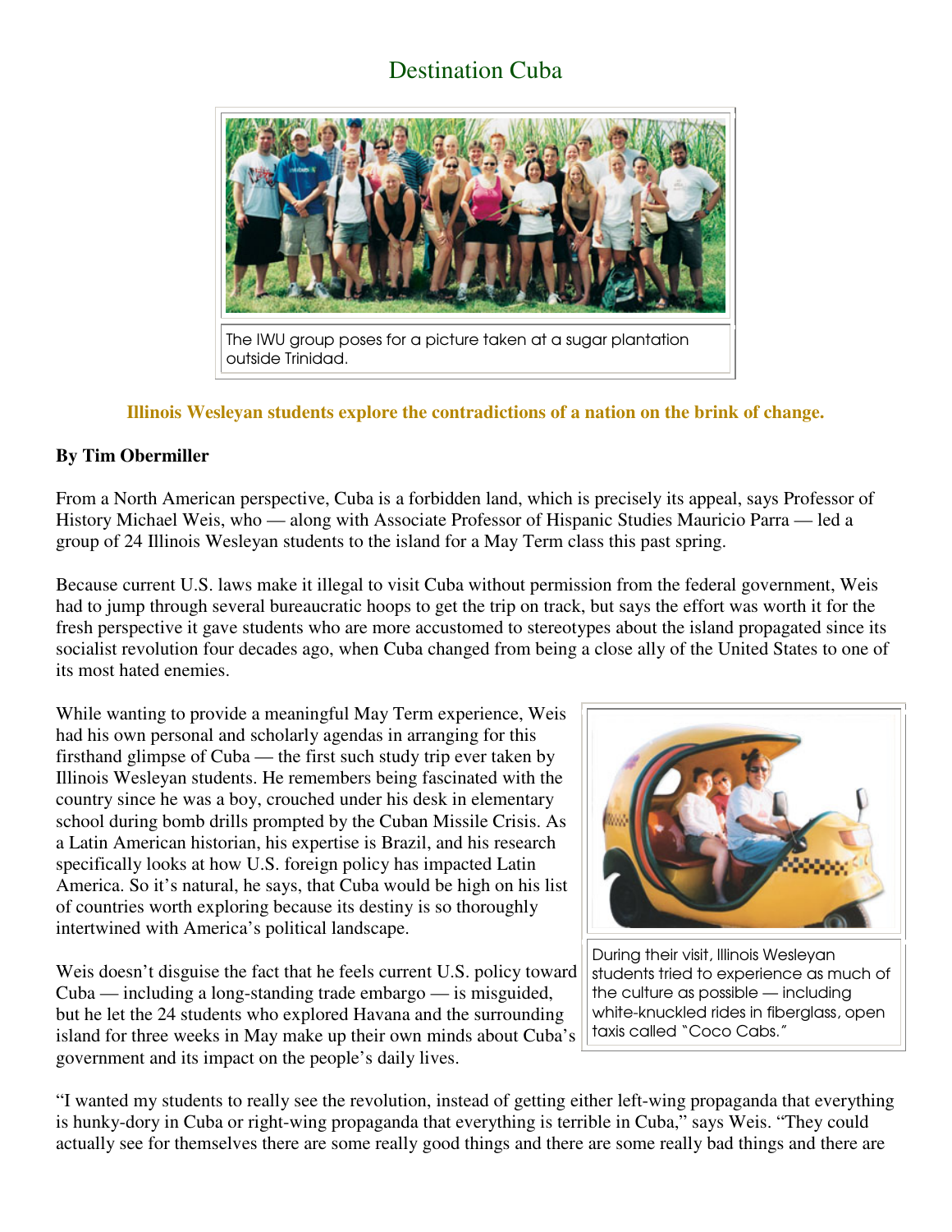# Destination Cuba

The IWU group poses for a picture taken at a sugar plantation outside Trinidad.

**Illinois Wesleyan students explore the contradictions of a nation on the brink of change.**

**By Tim Obermiller**

From a North American perspective, Cuba is a forbidden land, which is precisely its appeal, says Professor of History Michael Weis, who — along with Associate Professor of Hispanic Studies Mauricio Parra — led a group of 24 Illinois Wesleyan students to the island for a May Term class this past spring.

Because current U.S. laws make it illegal to visit Cuba without permission from the federal government, Weis had to jump through several bureaucratic hoops to get the trip on track, but says the effort was worth it for the fresh perspective it gave students who are more accustomed to stereotypes about the island propagated since its socialist revolution four decades ago, when Cuba changed from being a close ally of the United States to one of its most hated enemies.

While wanting to provide a meaningful May Term experience, Weis had his own personal and scholarly agendas in arranging for this firsthand glimpse of Cuba — the first such study trip ever taken by Illinois Wesleyan students. He remembers being fascinated with the country since he was a boy, crouched under his desk in elementary school during bomb drills prompted by the Cuban Missile Crisis. As a Latin American historian, his expertise is Brazil, and his research specifically looks at how U.S. foreign policy has impacted Latin America. So it's natural, he says, that Cuba would be high on his list of countries worth exploring because its destiny is so thoroughly intertwined with America's political landscape.

During their visit, Illinois Wesleyan students tried to experience as much of the culture as possible — including white-knuckled rides in fiberglass, open taxis called "Coco Cabs."

Weis doesn't disguise the fact that he feels current U.S. policy toward Cuba — including a long-standing trade embargo — is misguided, but he let the 24 students who explored Havana and the surrounding island for three weeks in May make up their own minds about Cuba's government and its impact on the people's daily lives.

"I wanted my students to really see the revolution, instead of getting either left-wing propaganda that everything is hunky-dory in Cuba or right-wing propaganda that everything is terrible in Cuba," says Weis. "They could actually see for themselves there are some really good things and there are some really bad things and there are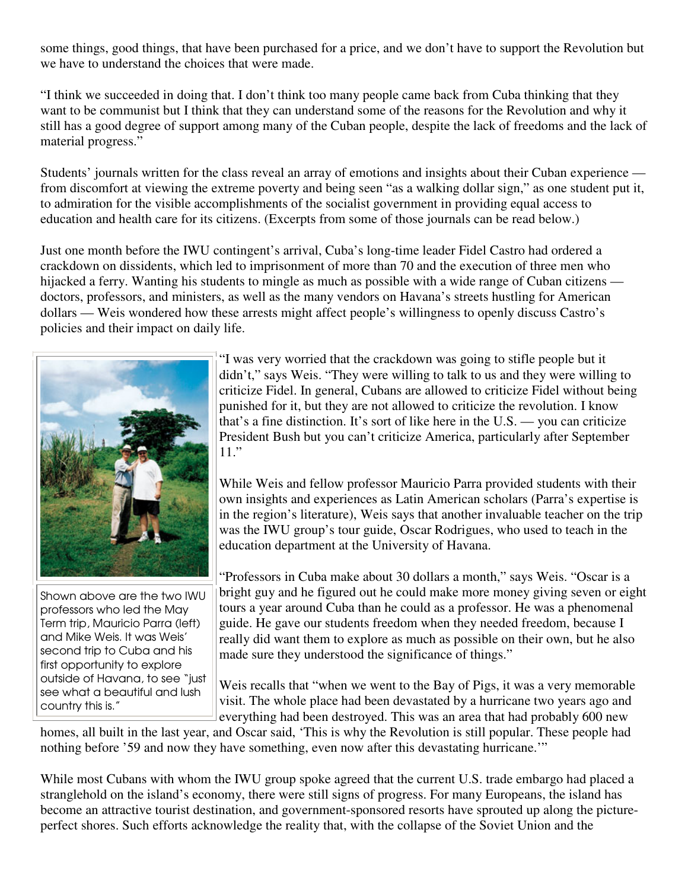some things, good things, that have been purchased for a price, and we don't have to support the Revolution but we have to understand the choices that were made.

"I think we succeeded in doing that. I don't think too many people came back from Cuba thinking that they want to be communist but I think that they can understand some of the reasons for the Revolution and why it still has a good degree of support among many of the Cuban people, despite the lack of freedoms and the lack of material progress."

Students' journals written for the class reveal an array of emotions and insights about their Cuban experience — from discomfort at viewing the extreme poverty and being seen "as a walking dollar sign," as one student put it, to admiration for the visible accomplishments of the socialist government in providing equal access to education and health care for its citizens. (Excerpts from some of those journals can be read below.)

Just one month before the IWU contingent's arrival, Cuba's long-time leader Fidel Castro had ordered a crackdown on dissidents, which led to imprisonment of more than 70 and the execution of three men who hijacked a ferry. Wanting his students to mingle as much as possible with a wide range of Cuban citizens — doctors, professors, and ministers, as well as the many vendors on Havana's streets hustling for American dollars — Weis wondered how these arrests might affect people's willingness to openly discuss Castro's policies and their impact on daily life.

Shown above are the two IWU professors who led the May Term trip, Mauricio Parra (left) and Mike Weis. It was Weis' second trip to Cuba and his first opportunity to explore outside of Havana, to see "just see what a beautiful and lush country this is."

"I was very worried that the crackdown was going to stifle people but it didn't," says Weis. "They were willing to talk to us and they were willing to criticize Fidel. In general, Cubans are allowed to criticize Fidel without being punished for it, but they are not allowed to criticize the revolution. I know that's a fine distinction. It's sort of like here in the U.S. — you can criticize President Bush but you can't criticize America, particularly after September 11."

While Weis and fellow professor Mauricio Parra provided students with their own insights and experiences as Latin American scholars (Parra's expertise is in the region's literature), Weis says that another invaluable teacher on the trip was the IWU group's tour guide, Oscar Rodrigues, who used to teach in the education department at the University of Havana.

"Professors in Cuba make about 30 dollars a month," says Weis. "Oscar is a bright guy and he figured out he could make more money giving seven or eight tours a year around Cuba than he could as a professor. He was a phenomenal guide. He gave our students freedom when they needed freedom, because I really did want them to explore as much as possible on their own, but he also made sure they understood the significance of things."

Weis recalls that "when we went to the Bay of Pigs, it was a very memorable visit. The whole place had been devastated by a hurricane two years ago and everything had been destroyed. This was an area that had probably 600 new homes, all built in the last year, and Oscar said, 'This is why the Revolution is still popular. These people had nothing before '59 and now they have something, even now after this devastating hurricane.'"

While most Cubans with whom the IWU group spoke agreed that the current U.S. trade embargo had placed a stranglehold on the island's economy, there were still signs of progress. For many Europeans, the island has become an attractive tourist destination, and government-sponsored resorts have sprouted up along the picture-perfect shores. Such efforts acknowledge the reality that, with the collapse of the Soviet Union and the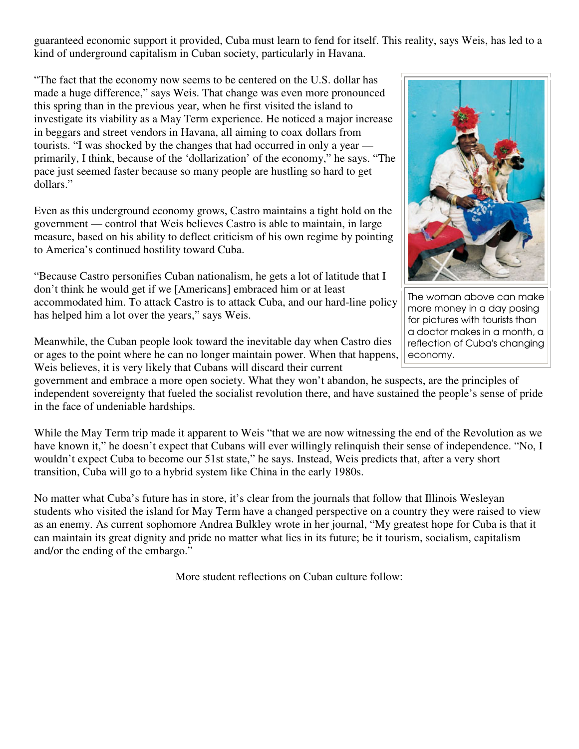guaranteed economic support it provided, Cuba must learn to fend for itself. This reality, says Weis, has led to a kind of underground capitalism in Cuban society, particularly in Havana.

"The fact that the economy now seems to be centered on the U.S. dollar has made a huge difference," says Weis. That change was even more pronounced this spring than in the previous year, when he first visited the island to investigate its viability as a May Term experience. He noticed a major increase in beggars and street vendors in Havana, all aiming to coax dollars from tourists. "I was shocked by the changes that had occurred in only a year — primarily, I think, because of the 'dollarization' of the economy," he says. "The pace just seemed faster because so many people are hustling so hard to get dollars."

The woman above can make more money in a day posing for pictures with tourists than a doctor makes in a month, a reflection of Cuba's changing economy.

Even as this underground economy grows, Castro maintains a tight hold on the government — control that Weis believes Castro is able to maintain, in large measure, based on his ability to deflect criticism of his own regime by pointing to America's continued hostility toward Cuba.

"Because Castro personifies Cuban nationalism, he gets a lot of latitude that I don't think he would get if we [Americans] embraced him or at least accommodated him. To attack Castro is to attack Cuba, and our hard-line policy has helped him a lot over the years," says Weis.

Meanwhile, the Cuban people look toward the inevitable day when Castro dies or ages to the point where he can no longer maintain power. When that happens, Weis believes, it is very likely that Cubans will discard their current government and embrace a more open society. What they won't abandon, he suspects, are the principles of independent sovereignty that fueled the socialist revolution there, and have sustained the people's sense of pride in the face of undeniable hardships.

While the May Term trip made it apparent to Weis "that we are now witnessing the end of the Revolution as we have known it," he doesn't expect that Cubans will ever willingly relinquish their sense of independence. "No, I wouldn't expect Cuba to become our 51st state," he says. Instead, Weis predicts that, after a very short transition, Cuba will go to a hybrid system like China in the early 1980s.

No matter what Cuba's future has in store, it's clear from the journals that follow that Illinois Wesleyan students who visited the island for May Term have a changed perspective on a country they were raised to view as an enemy. As current sophomore Andrea Bulkley wrote in her journal, "My greatest hope for Cuba is that it can maintain its great dignity and pride no matter what lies in its future; be it tourism, socialism, capitalism and/or the ending of the embargo."

More student reflections on Cuban culture follow: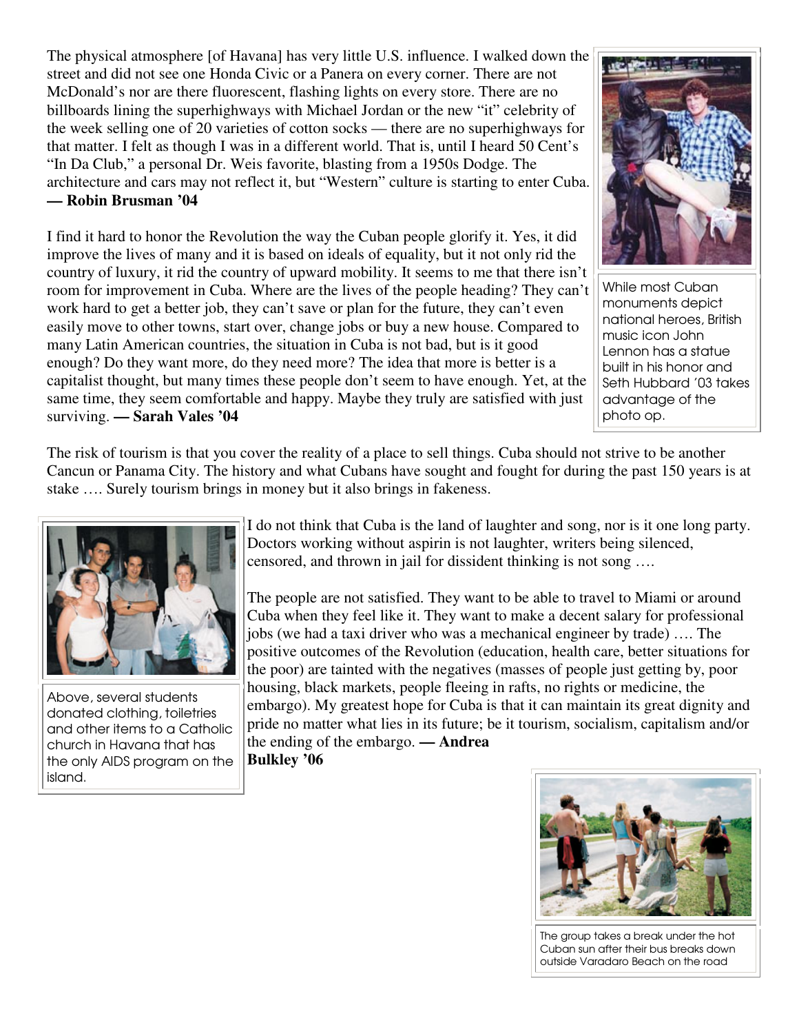The physical atmosphere [of Havana] has very little U.S. influence. I walked down the street and did not see one Honda Civic or a Panera on every corner. There are not McDonald's nor are there fluorescent, flashing lights on every store. There are no billboards lining the superhighways with Michael Jordan or the new "it" celebrity of the week selling one of 20 varieties of cotton socks — there are no superhighways for that matter. I felt as though I was in a different world. That is, until I heard 50 Cent's "In Da Club," a personal Dr. Weis favorite, blasting from a 1950s Dodge. The architecture and cars may not reflect it, but "Western" culture is starting to enter Cuba. **— Robin Brusman '04**

While most Cuban monuments depict national heroes, British music icon John Lennon has a statue built in his honor and Seth Hubbard '03 takes advantage of the photo op.

I find it hard to honor the Revolution the way the Cuban people glorify it. Yes, it did improve the lives of many and it is based on ideals of equality, but it not only rid the country of luxury, it rid the country of upward mobility. It seems to me that there isn't room for improvement in Cuba. Where are the lives of the people heading? They can't work hard to get a better job, they can't save or plan for the future, they can't even easily move to other towns, start over, change jobs or buy a new house. Compared to many Latin American countries, the situation in Cuba is not bad, but is it good enough? Do they want more, do they need more? The idea that more is better is a capitalist thought, but many times these people don't seem to have enough. Yet, at the same time, they seem comfortable and happy. Maybe they truly are satisfied with just surviving. **— Sarah Vales '04**

The risk of tourism is that you cover the reality of a place to sell things. Cuba should not strive to be another Cancun or Panama City. The history and what Cubans have sought and fought for during the past 150 years is at stake …. Surely tourism brings in money but it also brings in fakeness.

Above, several students donated clothing, toiletries and other items to a Catholic church in Havana that has the only AIDS program on the island.

I do not think that Cuba is the land of laughter and song, nor is it one long party. Doctors working without aspirin is not laughter, writers being silenced, censored, and thrown in jail for dissident thinking is not song ….

The people are not satisfied. They want to be able to travel to Miami or around Cuba when they feel like it. They want to make a decent salary for professional jobs (we had a taxi driver who was a mechanical engineer by trade) …. The positive outcomes of the Revolution (education, health care, better situations for the poor) are tainted with the negatives (masses of people just getting by, poor housing, black markets, people fleeing in rafts, no rights or medicine, the embargo). My greatest hope for Cuba is that it can maintain its great dignity and pride no matter what lies in its future; be it tourism, socialism, capitalism and/or the ending of the embargo. **— Andrea Bulkley '06**

The group takes a break under the hot Cuban sun after their bus breaks down outside Varadaro Beach on the road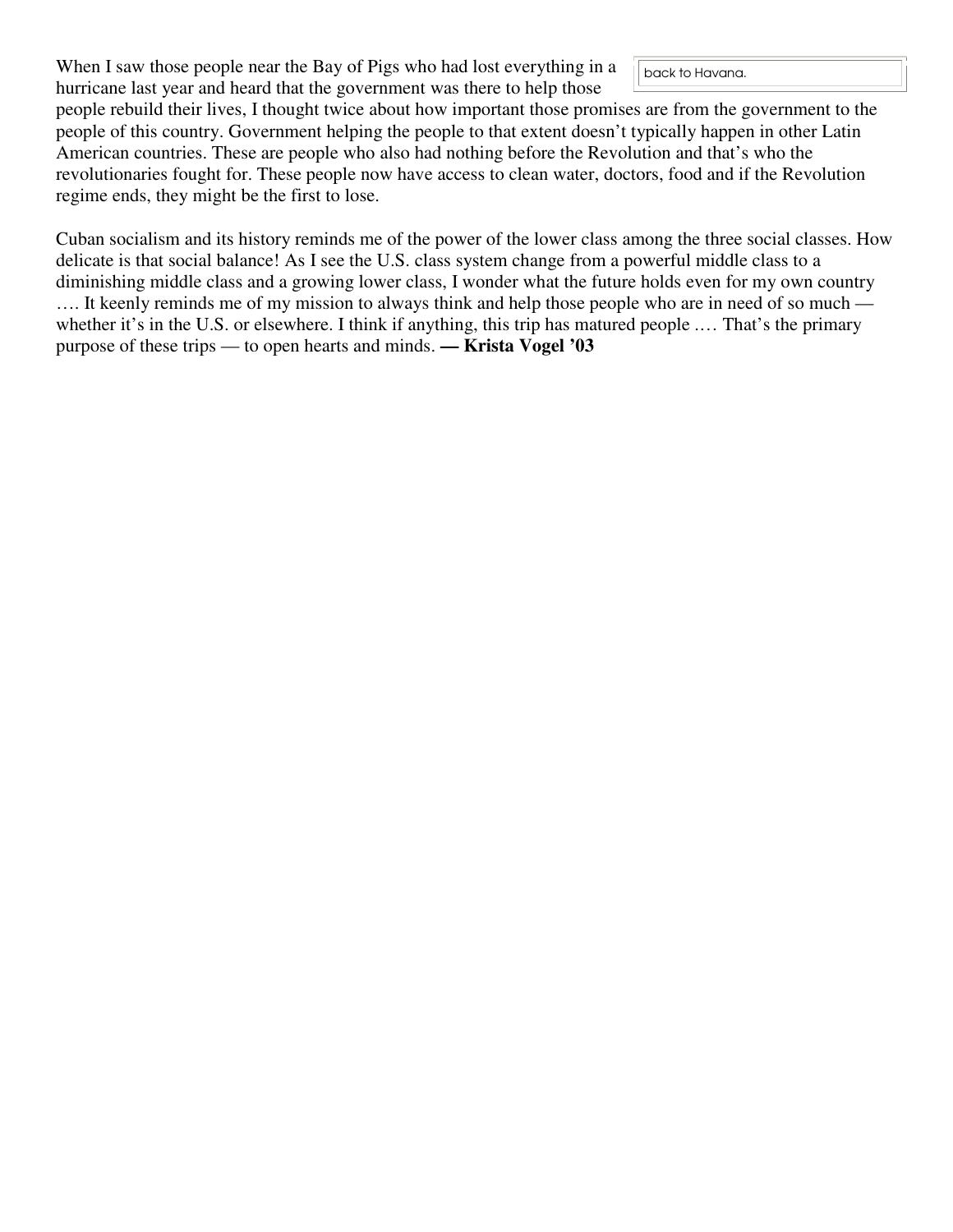back to Havana.

When I saw those people near the Bay of Pigs who had lost everything in a hurricane last year and heard that the government was there to help those people rebuild their lives, I thought twice about how important those promises are from the government to the people of this country. Government helping the people to that extent doesn't typically happen in other Latin American countries. These are people who also had nothing before the Revolution and that's who the revolutionaries fought for. These people now have access to clean water, doctors, food and if the Revolution regime ends, they might be the first to lose.

Cuban socialism and its history reminds me of the power of the lower class among the three social classes. How delicate is that social balance! As I see the U.S. class system change from a powerful middle class to a diminishing middle class and a growing lower class, I wonder what the future holds even for my own country …. It keenly reminds me of my mission to always think and help those people who are in need of so much — whether it's in the U.S. or elsewhere. I think if anything, this trip has matured people …. That's the primary purpose of these trips — to open hearts and minds. **— Krista Vogel '03**